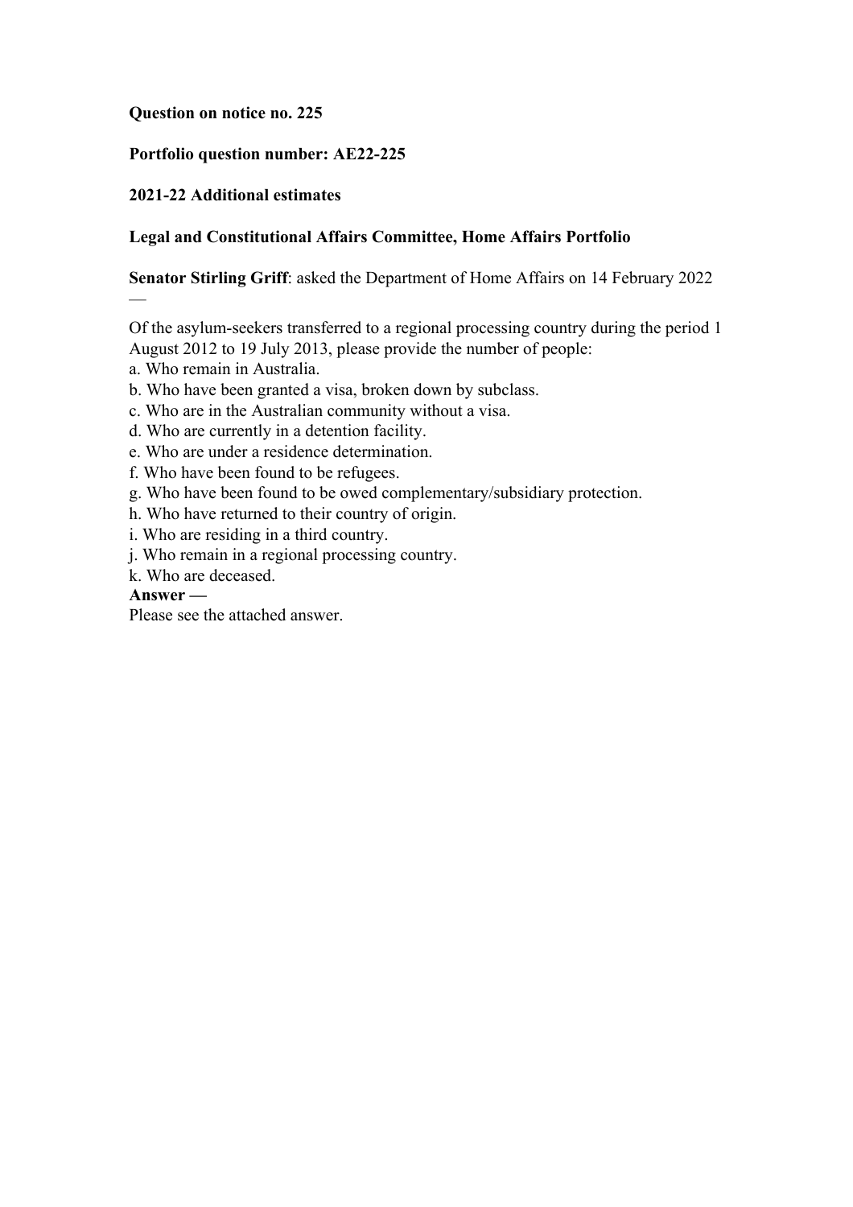**Question on notice no. 225**

**Portfolio question number: AE22-225**

**2021-22 Additional estimates**

**Legal and Constitutional Affairs Committee, Home Affairs Portfolio**

**Senator Stirling Griff**: asked the Department of Home Affairs on 14 February 2022 —

Of the asylum-seekers transferred to a regional processing country during the period 1 August 2012 to 19 July 2013, please provide the number of people:

a. Who remain in Australia.
b. Who have been granted a visa, broken down by subclass.
c. Who are in the Australian community without a visa.
d. Who are currently in a detention facility.
e. Who are under a residence determination.
f. Who have been found to be refugees.
g. Who have been found to be owed complementary/subsidiary protection.
h. Who have returned to their country of origin.
i. Who are residing in a third country.
j. Who remain in a regional processing country.
k. Who are deceased.

**Answer —**

Please see the attached answer.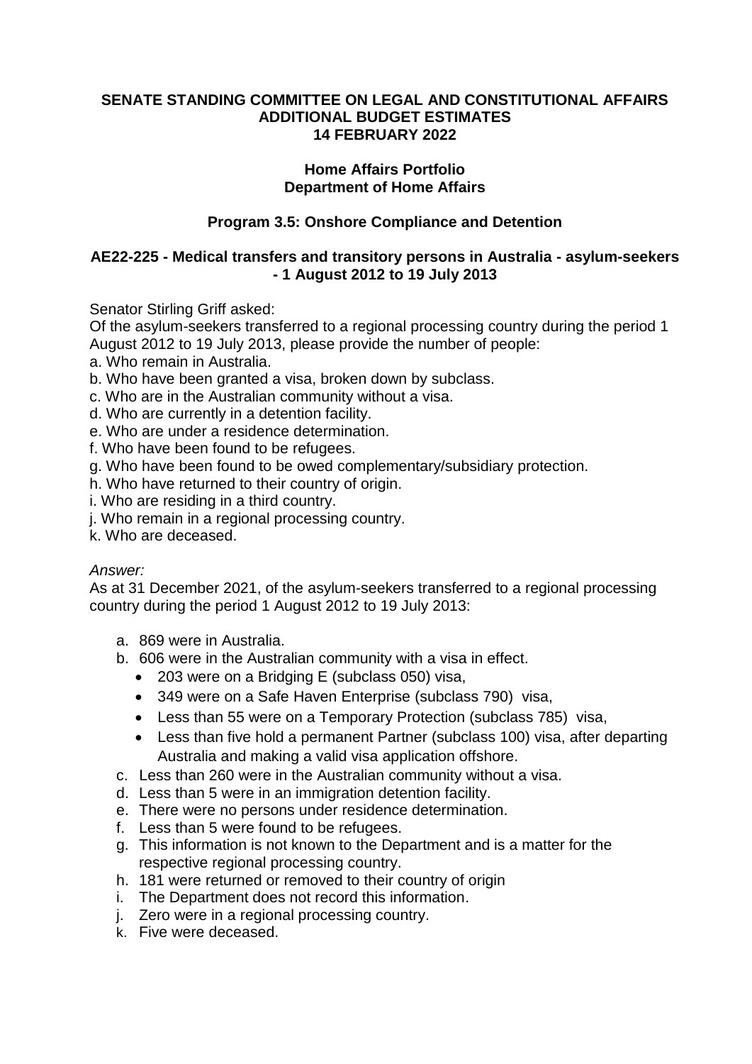**SENATE STANDING COMMITTEE ON LEGAL AND CONSTITUTIONAL AFFAIRS**
**ADDITIONAL BUDGET ESTIMATES**
**14 FEBRUARY 2022**

**Home Affairs Portfolio**
**Department of Home Affairs**

**Program 3.5: Onshore Compliance and Detention**

**AE22-225 - Medical transfers and transitory persons in Australia - asylum-seekers - 1 August 2012 to 19 July 2013**

Senator Stirling Griff asked:

Of the asylum-seekers transferred to a regional processing country during the period 1 August 2012 to 19 July 2013, please provide the number of people:

a. Who remain in Australia.
b. Who have been granted a visa, broken down by subclass.
c. Who are in the Australian community without a visa.
d. Who are currently in a detention facility.
e. Who are under a residence determination.
f. Who have been found to be refugees.
g. Who have been found to be owed complementary/subsidiary protection.
h. Who have returned to their country of origin.
i. Who are residing in a third country.
j. Who remain in a regional processing country.
k. Who are deceased.

*Answer:*

As at 31 December 2021, of the asylum-seekers transferred to a regional processing country during the period 1 August 2012 to 19 July 2013:

a. 869 were in Australia.
b. 606 were in the Australian community with a visa in effect.
   - 203 were on a Bridging E (subclass 050) visa,
   - 349 were on a Safe Haven Enterprise (subclass 790) visa,
   - Less than 55 were on a Temporary Protection (subclass 785) visa,
   - Less than five hold a permanent Partner (subclass 100) visa, after departing Australia and making a valid visa application offshore.
c. Less than 260 were in the Australian community without a visa.
d. Less than 5 were in an immigration detention facility.
e. There were no persons under residence determination.
f. Less than 5 were found to be refugees.
g. This information is not known to the Department and is a matter for the respective regional processing country.
h. 181 were returned or removed to their country of origin
i. The Department does not record this information.
j. Zero were in a regional processing country.
k. Five were deceased.